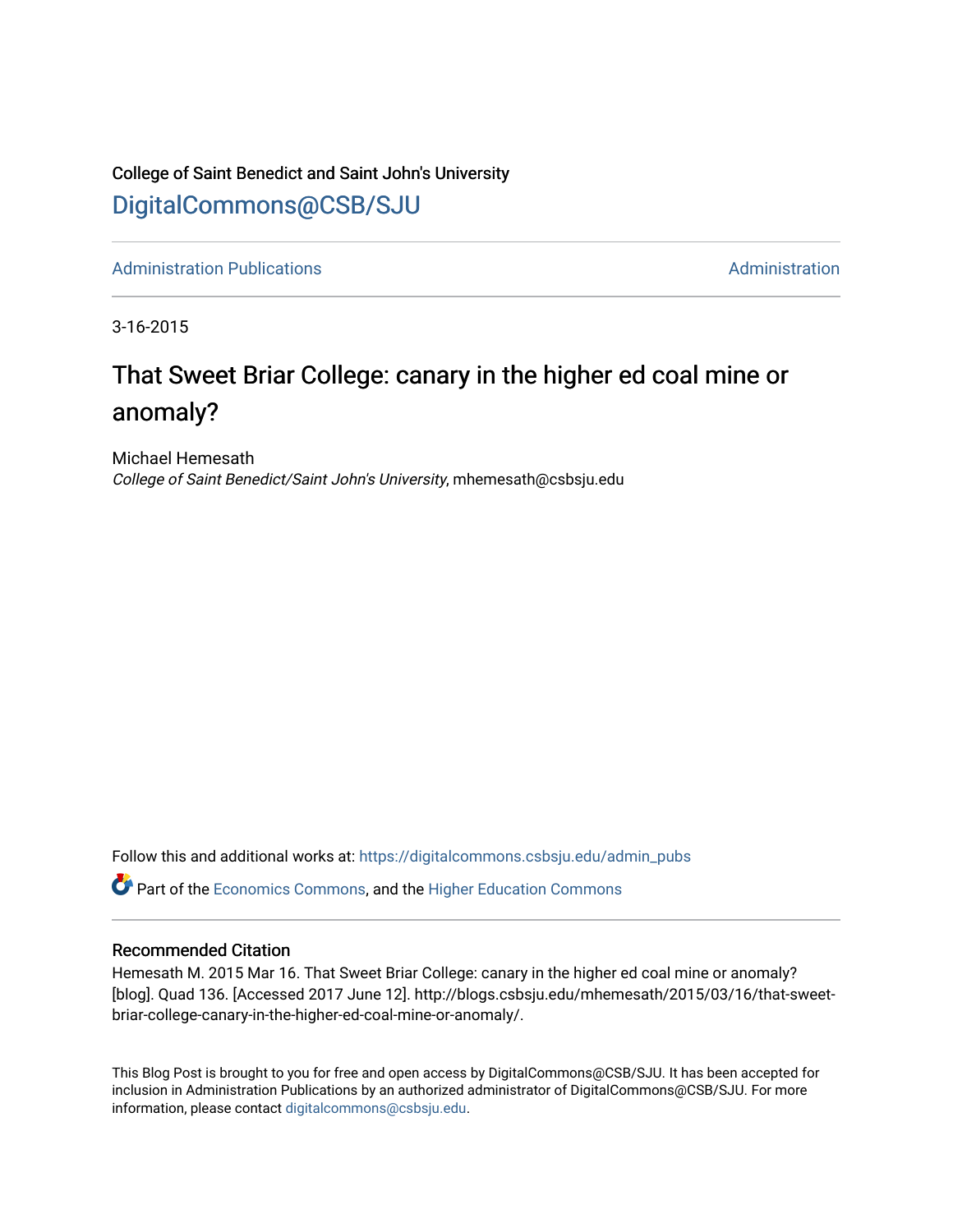College of Saint Benedict and Saint John's University

DigitalCommons@CSB/SJU

Administration Publications | Administration

3-16-2015

# That Sweet Briar College: canary in the higher ed coal mine or anomaly?

Michael Hemesath
*College of Saint Benedict/Saint John's University*, mhemesath@csbsju.edu

Follow this and additional works at: https://digitalcommons.csbsju.edu/admin_pubs

Part of the Economics Commons, and the Higher Education Commons

## Recommended Citation

Hemesath M. 2015 Mar 16. That Sweet Briar College: canary in the higher ed coal mine or anomaly? [blog]. Quad 136. [Accessed 2017 June 12]. http://blogs.csbsju.edu/mhemesath/2015/03/16/that-sweet-briar-college-canary-in-the-higher-ed-coal-mine-or-anomaly/.

This Blog Post is brought to you for free and open access by DigitalCommons@CSB/SJU. It has been accepted for inclusion in Administration Publications by an authorized administrator of DigitalCommons@CSB/SJU. For more information, please contact digitalcommons@csbsju.edu.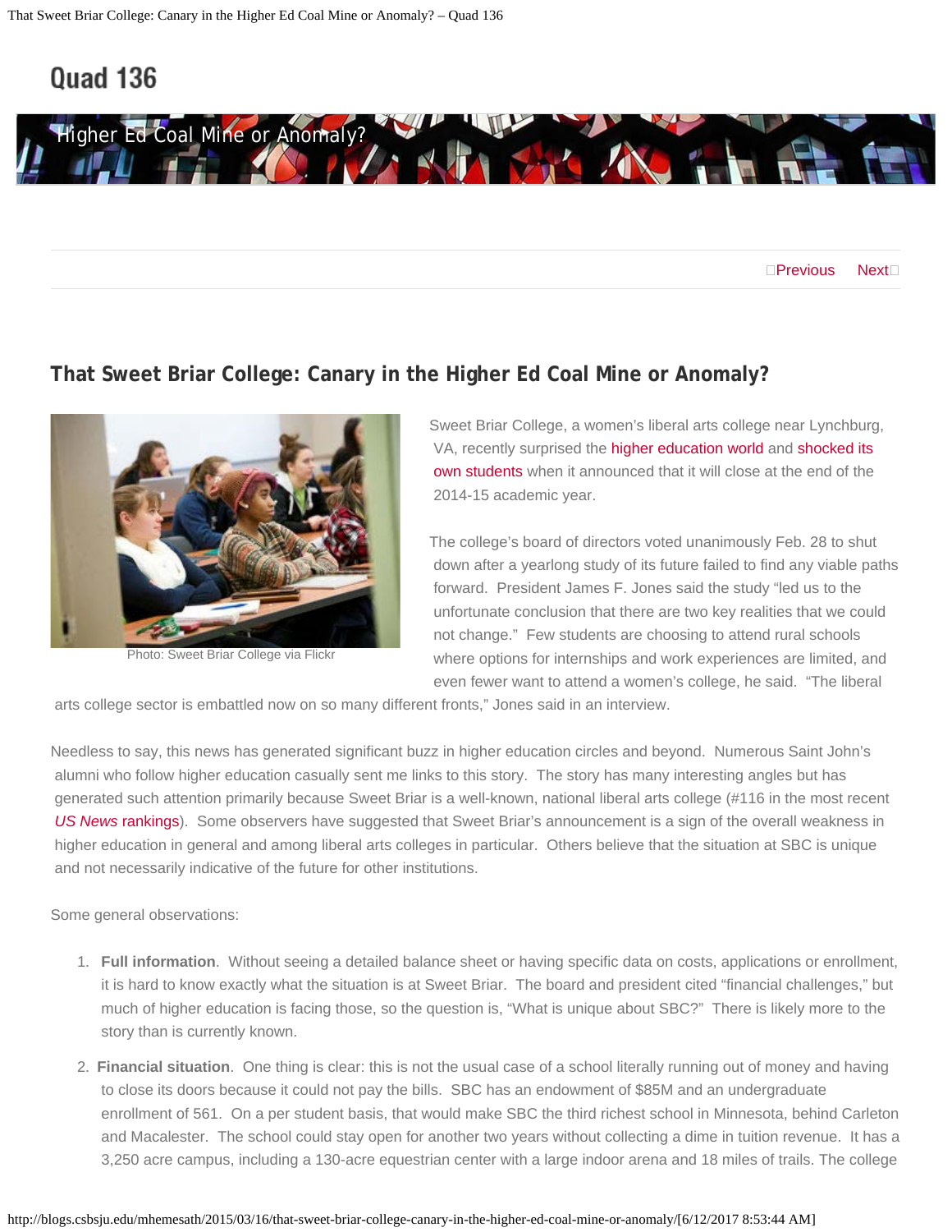# Quad 136

Higher Ed Coal Mine or Anomaly?

Previous Next

## That Sweet Briar College: Canary in the Higher Ed Coal Mine or Anomaly?

Photo: Sweet Briar College via Flickr

Sweet Briar College, a women's liberal arts college near Lynchburg, VA, recently surprised the higher education world and shocked its own students when it announced that it will close at the end of the 2014-15 academic year.

The college's board of directors voted unanimously Feb. 28 to shut down after a yearlong study of its future failed to find any viable paths forward. President James F. Jones said the study "led us to the unfortunate conclusion that there are two key realities that we could not change." Few students are choosing to attend rural schools where options for internships and work experiences are limited, and even fewer want to attend a women's college, he said. "The liberal arts college sector is embattled now on so many different fronts," Jones said in an interview.

Needless to say, this news has generated significant buzz in higher education circles and beyond. Numerous Saint John's alumni who follow higher education casually sent me links to this story. The story has many interesting angles but has generated such attention primarily because Sweet Briar is a well-known, national liberal arts college (#116 in the most recent *US News* rankings). Some observers have suggested that Sweet Briar's announcement is a sign of the overall weakness in higher education in general and among liberal arts colleges in particular. Others believe that the situation at SBC is unique and not necessarily indicative of the future for other institutions.

Some general observations:

1. **Full information**. Without seeing a detailed balance sheet or having specific data on costs, applications or enrollment, it is hard to know exactly what the situation is at Sweet Briar. The board and president cited "financial challenges," but much of higher education is facing those, so the question is, "What is unique about SBC?" There is likely more to the story than is currently known.
2. **Financial situation**. One thing is clear: this is not the usual case of a school literally running out of money and having to close its doors because it could not pay the bills. SBC has an endowment of $85M and an undergraduate enrollment of 561. On a per student basis, that would make SBC the third richest school in Minnesota, behind Carleton and Macalester. The school could stay open for another two years without collecting a dime in tuition revenue. It has a 3,250 acre campus, including a 130-acre equestrian center with a large indoor arena and 18 miles of trails. The college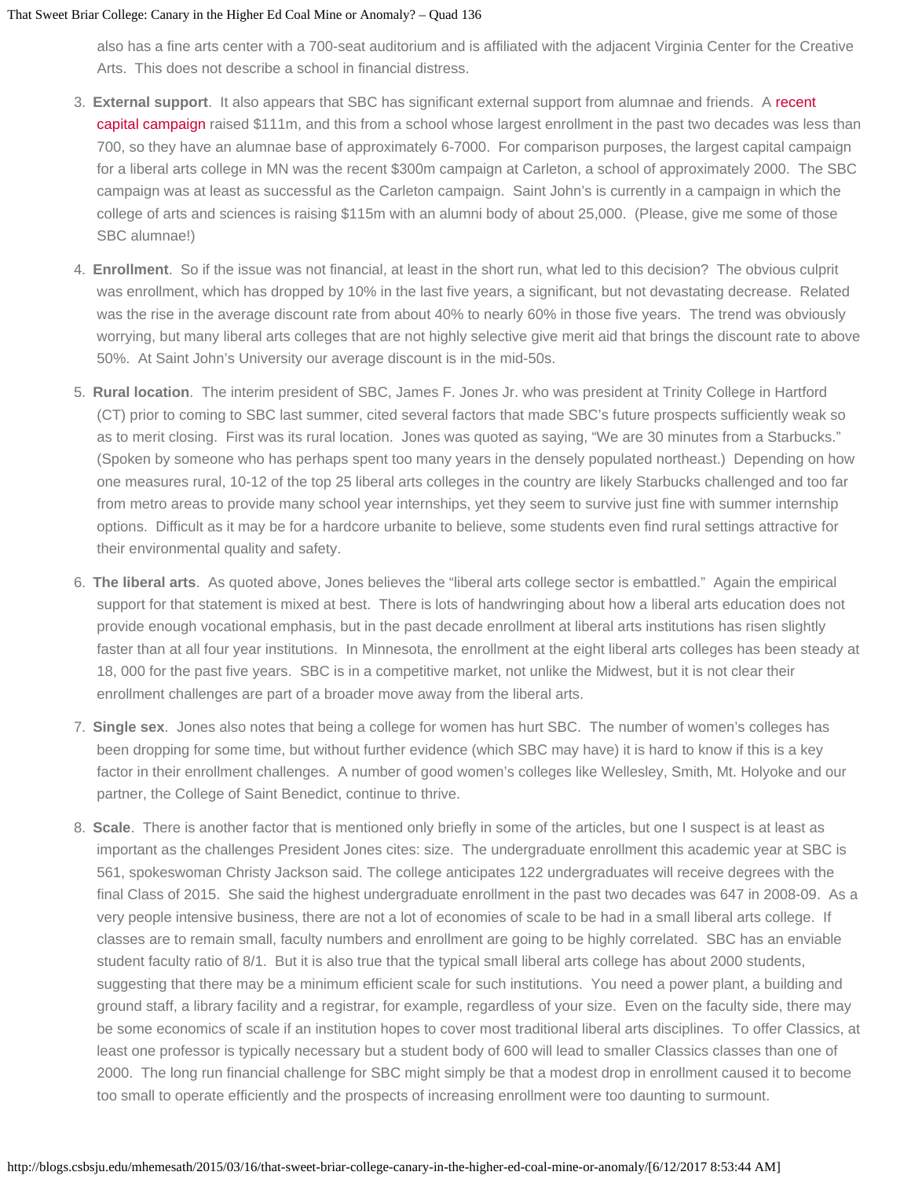also has a fine arts center with a 700-seat auditorium and is affiliated with the adjacent Virginia Center for the Creative Arts. This does not describe a school in financial distress.

3. **External support**. It also appears that SBC has significant external support from alumnae and friends. A recent capital campaign raised $111m, and this from a school whose largest enrollment in the past two decades was less than 700, so they have an alumnae base of approximately 6-7000. For comparison purposes, the largest capital campaign for a liberal arts college in MN was the recent $300m campaign at Carleton, a school of approximately 2000. The SBC campaign was at least as successful as the Carleton campaign. Saint John's is currently in a campaign in which the college of arts and sciences is raising $115m with an alumni body of about 25,000. (Please, give me some of those SBC alumnae!)

4. **Enrollment**. So if the issue was not financial, at least in the short run, what led to this decision? The obvious culprit was enrollment, which has dropped by 10% in the last five years, a significant, but not devastating decrease. Related was the rise in the average discount rate from about 40% to nearly 60% in those five years. The trend was obviously worrying, but many liberal arts colleges that are not highly selective give merit aid that brings the discount rate to above 50%. At Saint John's University our average discount is in the mid-50s.

5. **Rural location**. The interim president of SBC, James F. Jones Jr. who was president at Trinity College in Hartford (CT) prior to coming to SBC last summer, cited several factors that made SBC's future prospects sufficiently weak so as to merit closing. First was its rural location. Jones was quoted as saying, "We are 30 minutes from a Starbucks." (Spoken by someone who has perhaps spent too many years in the densely populated northeast.) Depending on how one measures rural, 10-12 of the top 25 liberal arts colleges in the country are likely Starbucks challenged and too far from metro areas to provide many school year internships, yet they seem to survive just fine with summer internship options. Difficult as it may be for a hardcore urbanite to believe, some students even find rural settings attractive for their environmental quality and safety.

6. **The liberal arts**. As quoted above, Jones believes the "liberal arts college sector is embattled." Again the empirical support for that statement is mixed at best. There is lots of handwringing about how a liberal arts education does not provide enough vocational emphasis, but in the past decade enrollment at liberal arts institutions has risen slightly faster than at all four year institutions. In Minnesota, the enrollment at the eight liberal arts colleges has been steady at 18, 000 for the past five years. SBC is in a competitive market, not unlike the Midwest, but it is not clear their enrollment challenges are part of a broader move away from the liberal arts.

7. **Single sex**. Jones also notes that being a college for women has hurt SBC. The number of women's colleges has been dropping for some time, but without further evidence (which SBC may have) it is hard to know if this is a key factor in their enrollment challenges. A number of good women's colleges like Wellesley, Smith, Mt. Holyoke and our partner, the College of Saint Benedict, continue to thrive.

8. **Scale**. There is another factor that is mentioned only briefly in some of the articles, but one I suspect is at least as important as the challenges President Jones cites: size. The undergraduate enrollment this academic year at SBC is 561, spokeswoman Christy Jackson said. The college anticipates 122 undergraduates will receive degrees with the final Class of 2015. She said the highest undergraduate enrollment in the past two decades was 647 in 2008-09. As a very people intensive business, there are not a lot of economies of scale to be had in a small liberal arts college. If classes are to remain small, faculty numbers and enrollment are going to be highly correlated. SBC has an enviable student faculty ratio of 8/1. But it is also true that the typical small liberal arts college has about 2000 students, suggesting that there may be a minimum efficient scale for such institutions. You need a power plant, a building and ground staff, a library facility and a registrar, for example, regardless of your size. Even on the faculty side, there may be some economics of scale if an institution hopes to cover most traditional liberal arts disciplines. To offer Classics, at least one professor is typically necessary but a student body of 600 will lead to smaller Classics classes than one of 2000. The long run financial challenge for SBC might simply be that a modest drop in enrollment caused it to become too small to operate efficiently and the prospects of increasing enrollment were too daunting to surmount.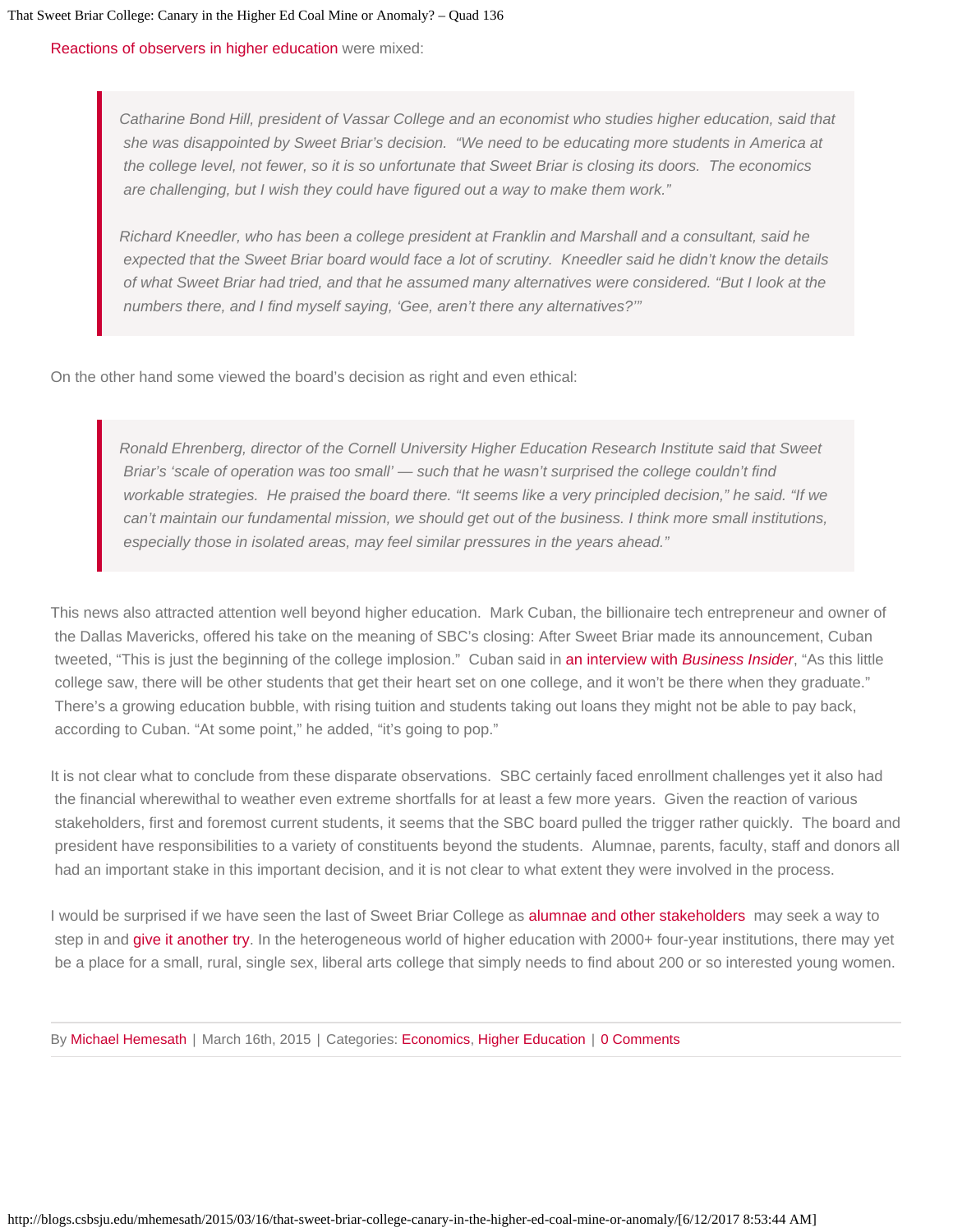Reactions of observers in higher education were mixed:

> *Catharine Bond Hill, president of Vassar College and an economist who studies higher education, said that she was disappointed by Sweet Briar's decision. "We need to be educating more students in America at the college level, not fewer, so it is so unfortunate that Sweet Briar is closing its doors. The economics are challenging, but I wish they could have figured out a way to make them work."*
>
> *Richard Kneedler, who has been a college president at Franklin and Marshall and a consultant, said he expected that the Sweet Briar board would face a lot of scrutiny. Kneedler said he didn't know the details of what Sweet Briar had tried, and that he assumed many alternatives were considered. "But I look at the numbers there, and I find myself saying, 'Gee, aren't there any alternatives?'"*

On the other hand some viewed the board's decision as right and even ethical:

> *Ronald Ehrenberg, director of the Cornell University Higher Education Research Institute said that Sweet Briar's 'scale of operation was too small' — such that he wasn't surprised the college couldn't find workable strategies. He praised the board there. "It seems like a very principled decision," he said. "If we can't maintain our fundamental mission, we should get out of the business. I think more small institutions, especially those in isolated areas, may feel similar pressures in the years ahead."*

This news also attracted attention well beyond higher education. Mark Cuban, the billionaire tech entrepreneur and owner of the Dallas Mavericks, offered his take on the meaning of SBC's closing: After Sweet Briar made its announcement, Cuban tweeted, "This is just the beginning of the college implosion." Cuban said in an interview with *Business Insider*, "As this little college saw, there will be other students that get their heart set on one college, and it won't be there when they graduate." There's a growing education bubble, with rising tuition and students taking out loans they might not be able to pay back, according to Cuban. "At some point," he added, "it's going to pop."

It is not clear what to conclude from these disparate observations. SBC certainly faced enrollment challenges yet it also had the financial wherewithal to weather even extreme shortfalls for at least a few more years. Given the reaction of various stakeholders, first and foremost current students, it seems that the SBC board pulled the trigger rather quickly. The board and president have responsibilities to a variety of constituents beyond the students. Alumnae, parents, faculty, staff and donors all had an important stake in this important decision, and it is not clear to what extent they were involved in the process.

I would be surprised if we have seen the last of Sweet Briar College as alumnae and other stakeholders may seek a way to step in and give it another try. In the heterogeneous world of higher education with 2000+ four-year institutions, there may yet be a place for a small, rural, single sex, liberal arts college that simply needs to find about 200 or so interested young women.

By Michael Hemesath | March 16th, 2015 | Categories: Economics, Higher Education | 0 Comments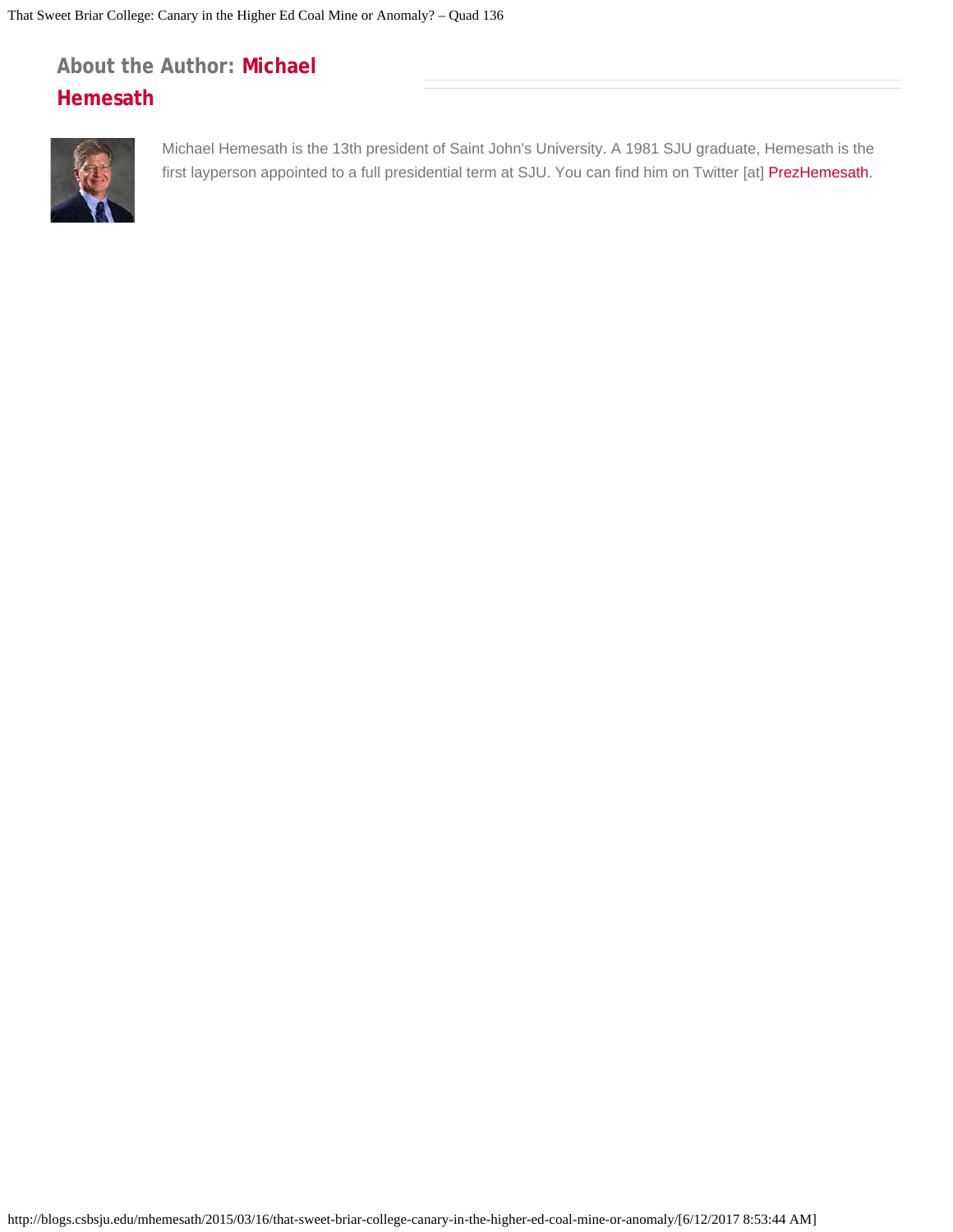## About the Author: Michael Hemesath

Michael Hemesath is the 13th president of Saint John's University. A 1981 SJU graduate, Hemesath is the first layperson appointed to a full presidential term at SJU. You can find him on Twitter [at] PrezHemesath.